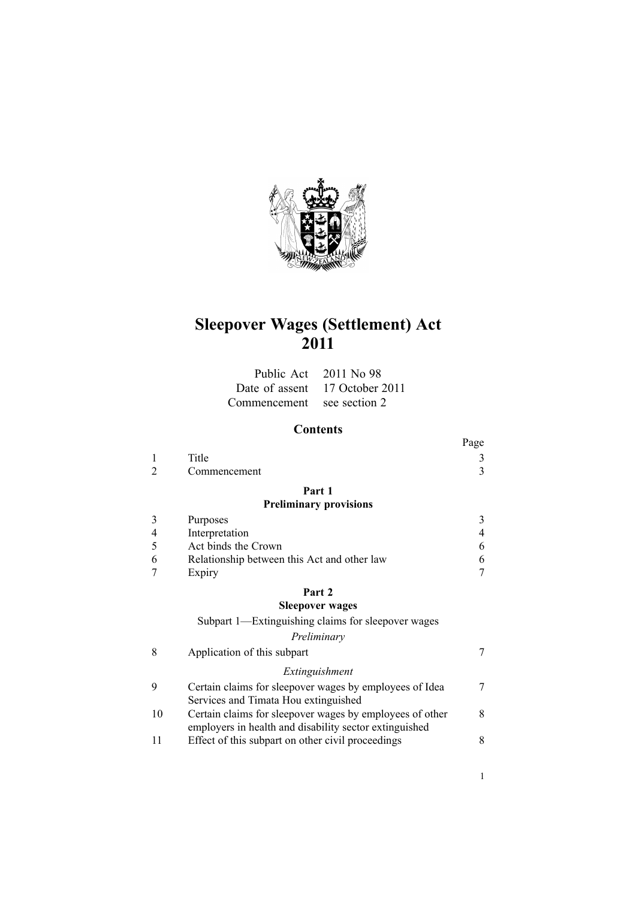# Sleepover Wages (Settlement) Act 2011

| | |
|---|---|
| Public Act | 2011 No 98 |
| Date of assent | 17 October 2011 |
| Commencement | see section 2 |

## Contents

| | | Page |
|---|---|---|
| 1 | Title | 3 |
| 2 | Commencement | 3 |
| | **Part 1** | |
| | **Preliminary provisions** | |
| 3 | Purposes | 3 |
| 4 | Interpretation | 4 |
| 5 | Act binds the Crown | 6 |
| 6 | Relationship between this Act and other law | 6 |
| 7 | Expiry | 7 |
| | **Part 2** | |
| | **Sleepover wages** | |
| | Subpart 1—Extinguishing claims for sleepover wages | |
| | *Preliminary* | |
| 8 | Application of this subpart | 7 |
| | *Extinguishment* | |
| 9 | Certain claims for sleepover wages by employees of Idea Services and Timata Hou extinguished | 7 |
| 10 | Certain claims for sleepover wages by employees of other employers in health and disability sector extinguished | 8 |
| 11 | Effect of this subpart on other civil proceedings | 8 |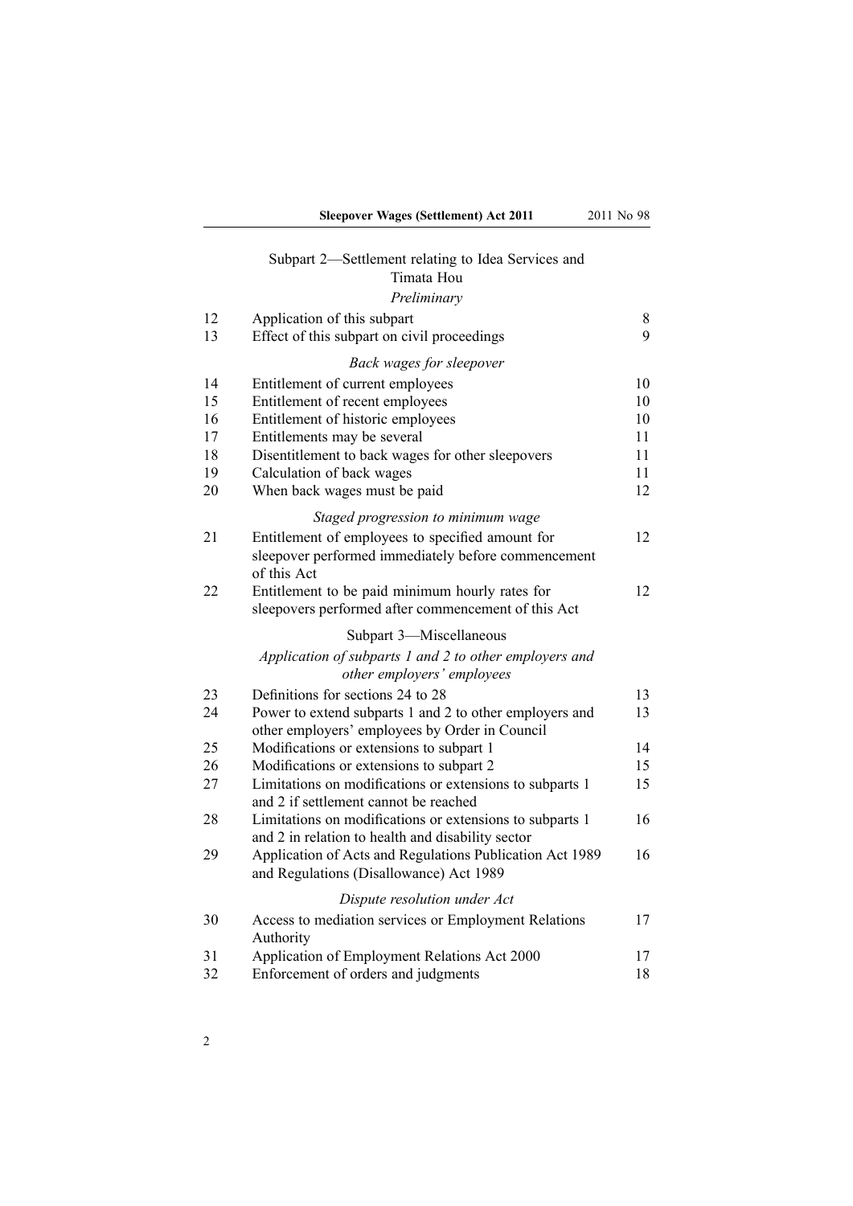Subpart 2—Settlement relating to Idea Services and Timata Hou

*Preliminary*

| | | |
|---|---|---|
| 12 | Application of this subpart | 8 |
| 13 | Effect of this subpart on civil proceedings | 9 |

*Back wages for sleepover*

| | | |
|---|---|---|
| 14 | Entitlement of current employees | 10 |
| 15 | Entitlement of recent employees | 10 |
| 16 | Entitlement of historic employees | 10 |
| 17 | Entitlements may be several | 11 |
| 18 | Disentitlement to back wages for other sleepovers | 11 |
| 19 | Calculation of back wages | 11 |
| 20 | When back wages must be paid | 12 |

*Staged progression to minimum wage*

| | | |
|---|---|---|
| 21 | Entitlement of employees to specified amount for sleepover performed immediately before commencement of this Act | 12 |
| 22 | Entitlement to be paid minimum hourly rates for sleepovers performed after commencement of this Act | 12 |

Subpart 3—Miscellaneous

*Application of subparts 1 and 2 to other employers and other employers' employees*

| | | |
|---|---|---|
| 23 | Definitions for sections 24 to 28 | 13 |
| 24 | Power to extend subparts 1 and 2 to other employers and other employers' employees by Order in Council | 13 |
| 25 | Modifications or extensions to subpart 1 | 14 |
| 26 | Modifications or extensions to subpart 2 | 15 |
| 27 | Limitations on modifications or extensions to subparts 1 and 2 if settlement cannot be reached | 15 |
| 28 | Limitations on modifications or extensions to subparts 1 and 2 in relation to health and disability sector | 16 |
| 29 | Application of Acts and Regulations Publication Act 1989 and Regulations (Disallowance) Act 1989 | 16 |

*Dispute resolution under Act*

| | | |
|---|---|---|
| 30 | Access to mediation services or Employment Relations Authority | 17 |
| 31 | Application of Employment Relations Act 2000 | 17 |
| 32 | Enforcement of orders and judgments | 18 |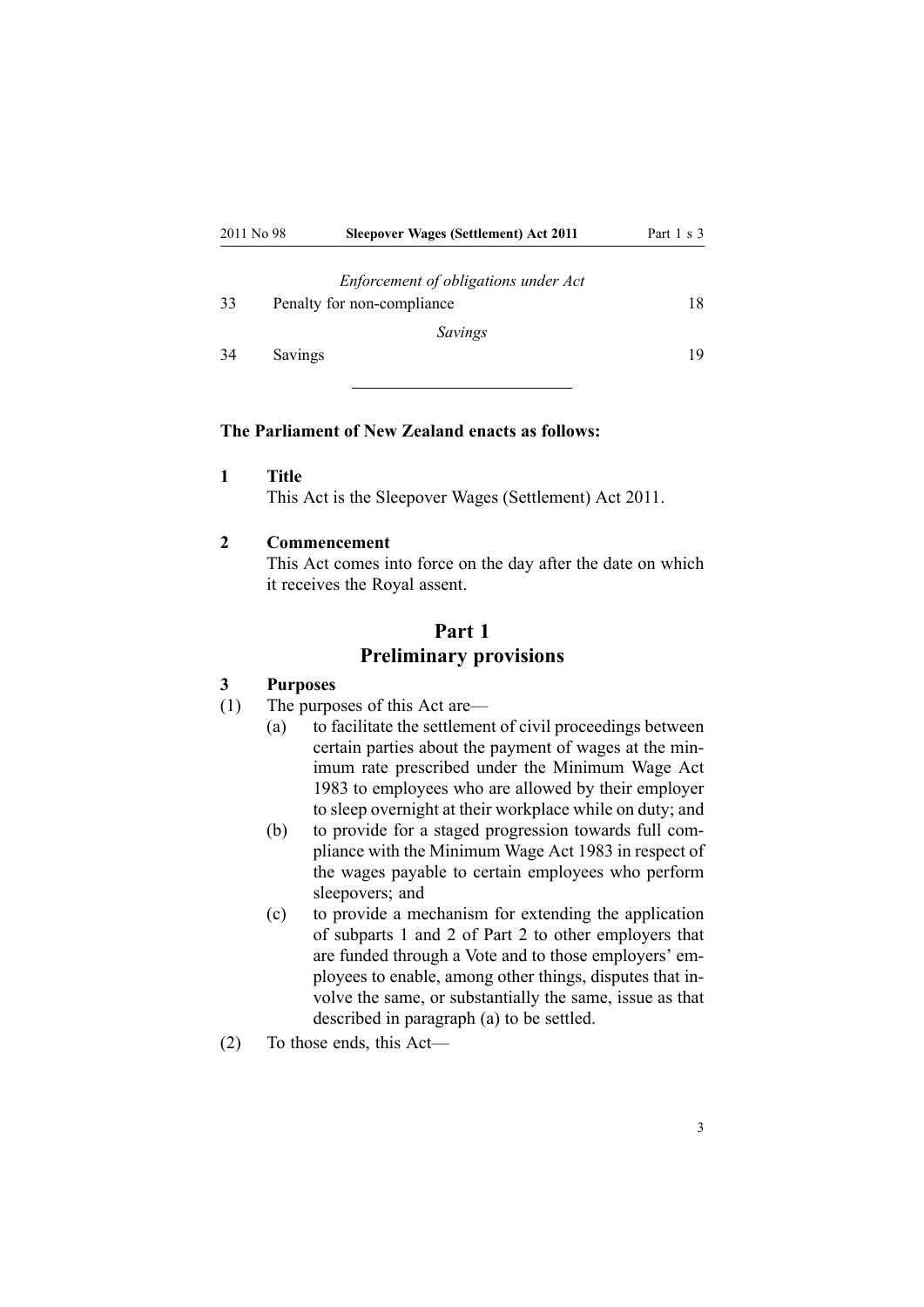*Enforcement of obligations under Act*

| | | |
|---|---|---|
| 33 | Penalty for non-compliance | 18 |

*Savings*

| | | |
|---|---|---|
| 34 | Savings | 19 |

---

**The Parliament of New Zealand enacts as follows:**

### 1 Title

This Act is the Sleepover Wages (Settlement) Act 2011.

### 2 Commencement

This Act comes into force on the day after the date on which it receives the Royal assent.

## Part 1
## Preliminary provisions

### 3 Purposes

(1) The purposes of this Act are—

(a) to facilitate the settlement of civil proceedings between certain parties about the payment of wages at the minimum rate prescribed under the Minimum Wage Act 1983 to employees who are allowed by their employer to sleep overnight at their workplace while on duty; and

(b) to provide for a staged progression towards full compliance with the Minimum Wage Act 1983 in respect of the wages payable to certain employees who perform sleepovers; and

(c) to provide a mechanism for extending the application of subparts 1 and 2 of Part 2 to other employers that are funded through a Vote and to those employers' employees to enable, among other things, disputes that involve the same, or substantially the same, issue as that described in paragraph (a) to be settled.

(2) To those ends, this Act—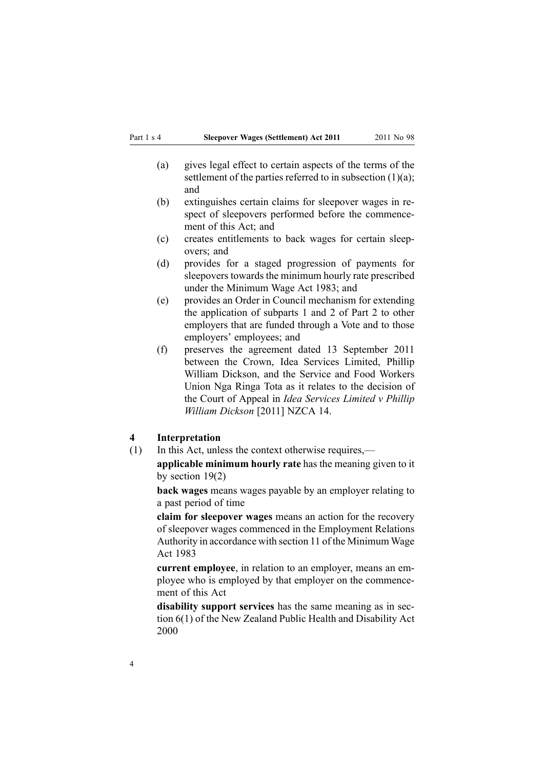(a) gives legal effect to certain aspects of the terms of the settlement of the parties referred to in subsection (1)(a); and

(b) extinguishes certain claims for sleepover wages in respect of sleepovers performed before the commencement of this Act; and

(c) creates entitlements to back wages for certain sleepovers; and

(d) provides for a staged progression of payments for sleepovers towards the minimum hourly rate prescribed under the Minimum Wage Act 1983; and

(e) provides an Order in Council mechanism for extending the application of subparts 1 and 2 of Part 2 to other employers that are funded through a Vote and to those employers' employees; and

(f) preserves the agreement dated 13 September 2011 between the Crown, Idea Services Limited, Phillip William Dickson, and the Service and Food Workers Union Nga Ringa Tota as it relates to the decision of the Court of Appeal in *Idea Services Limited v Phillip William Dickson* [2011] NZCA 14.

### 4 Interpretation

(1) In this Act, unless the context otherwise requires,—

**applicable minimum hourly rate** has the meaning given to it by section 19(2)

**back wages** means wages payable by an employer relating to a past period of time

**claim for sleepover wages** means an action for the recovery of sleepover wages commenced in the Employment Relations Authority in accordance with section 11 of the Minimum Wage Act 1983

**current employee**, in relation to an employer, means an employee who is employed by that employer on the commencement of this Act

**disability support services** has the same meaning as in section 6(1) of the New Zealand Public Health and Disability Act 2000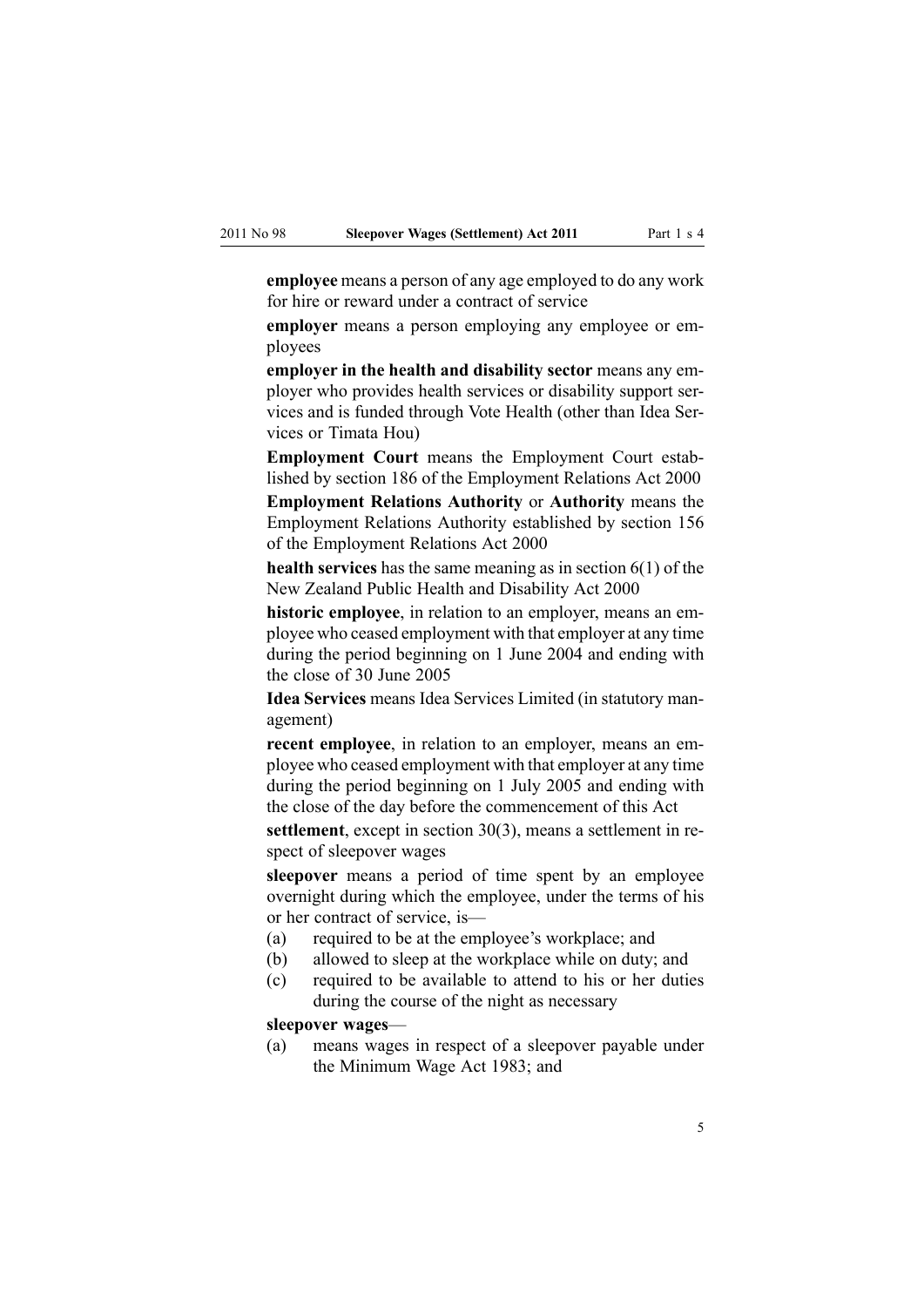**employee** means a person of any age employed to do any work for hire or reward under a contract of service

**employer** means a person employing any employee or employees

**employer in the health and disability sector** means any employer who provides health services or disability support services and is funded through Vote Health (other than Idea Services or Timata Hou)

**Employment Court** means the Employment Court established by section 186 of the Employment Relations Act 2000

**Employment Relations Authority** or **Authority** means the Employment Relations Authority established by section 156 of the Employment Relations Act 2000

**health services** has the same meaning as in section 6(1) of the New Zealand Public Health and Disability Act 2000

**historic employee**, in relation to an employer, means an employee who ceased employment with that employer at any time during the period beginning on 1 June 2004 and ending with the close of 30 June 2005

**Idea Services** means Idea Services Limited (in statutory management)

**recent employee**, in relation to an employer, means an employee who ceased employment with that employer at any time during the period beginning on 1 July 2005 and ending with the close of the day before the commencement of this Act

**settlement**, except in section 30(3), means a settlement in respect of sleepover wages

**sleepover** means a period of time spent by an employee overnight during which the employee, under the terms of his or her contract of service, is—

(a) required to be at the employee's workplace; and
(b) allowed to sleep at the workplace while on duty; and
(c) required to be available to attend to his or her duties during the course of the night as necessary

**sleepover wages**—

(a) means wages in respect of a sleepover payable under the Minimum Wage Act 1983; and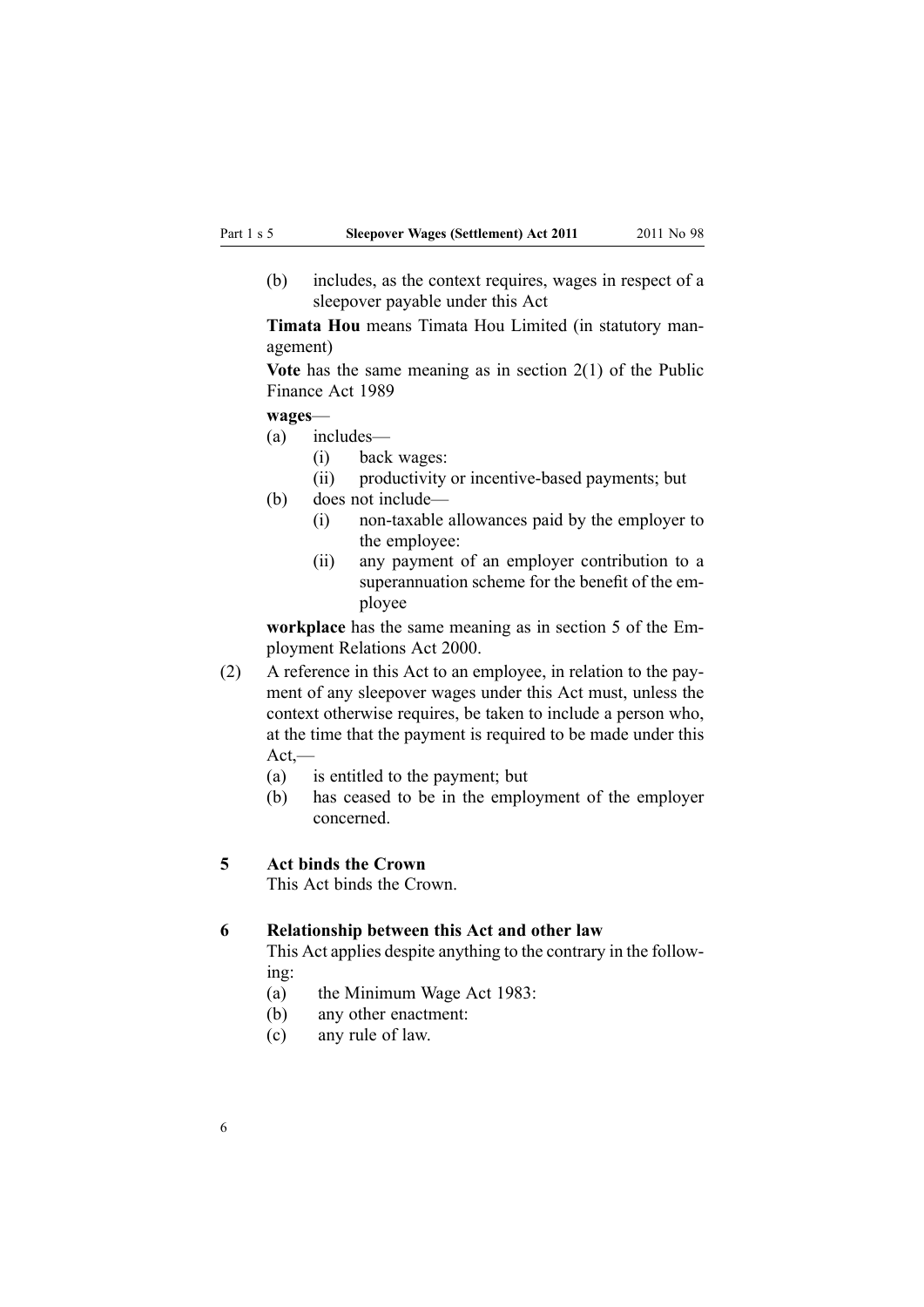(b) includes, as the context requires, wages in respect of a sleepover payable under this Act

**Timata Hou** means Timata Hou Limited (in statutory management)

**Vote** has the same meaning as in section 2(1) of the Public Finance Act 1989

**wages**—

(a) includes—

(i) back wages:

(ii) productivity or incentive-based payments; but

(b) does not include—

(i) non-taxable allowances paid by the employer to the employee:

(ii) any payment of an employer contribution to a superannuation scheme for the benefit of the employee

**workplace** has the same meaning as in section 5 of the Employment Relations Act 2000.

(2) A reference in this Act to an employee, in relation to the payment of any sleepover wages under this Act must, unless the context otherwise requires, be taken to include a person who, at the time that the payment is required to be made under this Act,—

(a) is entitled to the payment; but

(b) has ceased to be in the employment of the employer concerned.

**5 Act binds the Crown**

This Act binds the Crown.

**6 Relationship between this Act and other law**

This Act applies despite anything to the contrary in the following:

(a) the Minimum Wage Act 1983:

(b) any other enactment:

(c) any rule of law.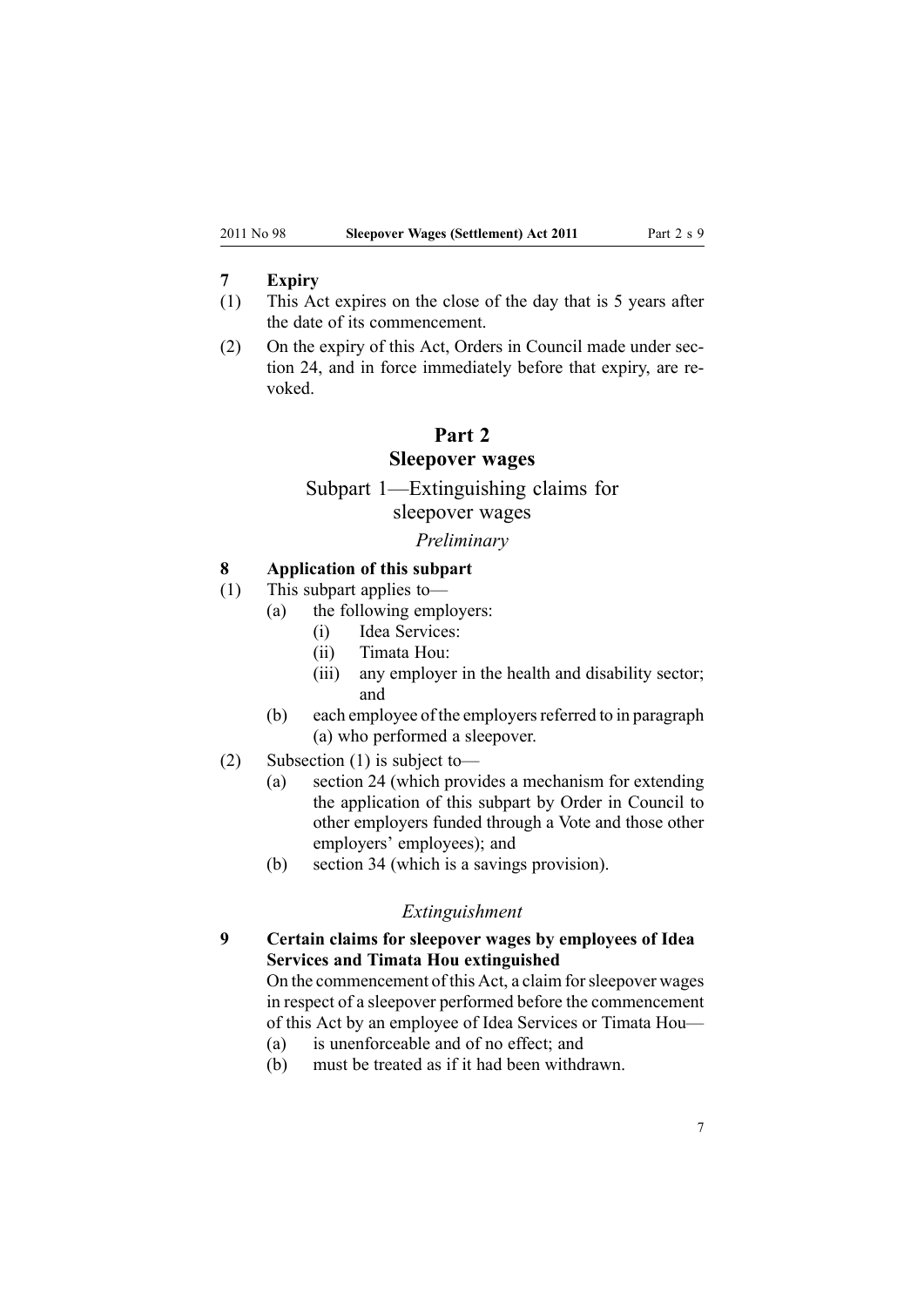**7 Expiry**

(1) This Act expires on the close of the day that is 5 years after the date of its commencement.

(2) On the expiry of this Act, Orders in Council made under section 24, and in force immediately before that expiry, are revoked.

# Part 2
# Sleepover wages

## Subpart 1—Extinguishing claims for sleepover wages

### *Preliminary*

**8 Application of this subpart**

(1) This subpart applies to—

   (a) the following employers:

      (i) Idea Services:

      (ii) Timata Hou:

      (iii) any employer in the health and disability sector; and

   (b) each employee of the employers referred to in paragraph (a) who performed a sleepover.

(2) Subsection (1) is subject to—

   (a) section 24 (which provides a mechanism for extending the application of this subpart by Order in Council to other employers funded through a Vote and those other employers' employees); and

   (b) section 34 (which is a savings provision).

### *Extinguishment*

**9 Certain claims for sleepover wages by employees of Idea Services and Timata Hou extinguished**

On the commencement of this Act, a claim for sleepover wages in respect of a sleepover performed before the commencement of this Act by an employee of Idea Services or Timata Hou—

   (a) is unenforceable and of no effect; and

   (b) must be treated as if it had been withdrawn.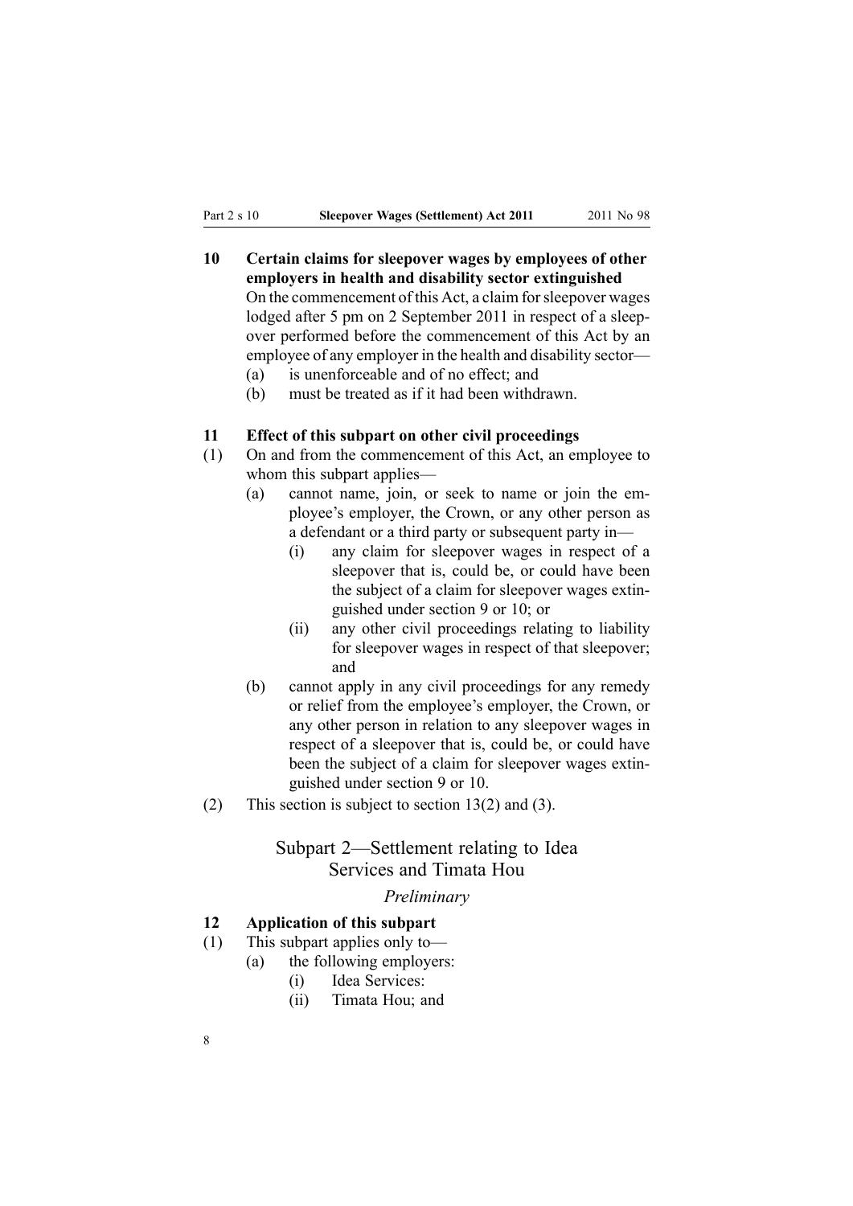**10 Certain claims for sleepover wages by employees of other employers in health and disability sector extinguished**

On the commencement of this Act, a claim for sleepover wages lodged after 5 pm on 2 September 2011 in respect of a sleepover performed before the commencement of this Act by an employee of any employer in the health and disability sector—

(a) is unenforceable and of no effect; and

(b) must be treated as if it had been withdrawn.

**11 Effect of this subpart on other civil proceedings**

(1) On and from the commencement of this Act, an employee to whom this subpart applies—

(a) cannot name, join, or seek to name or join the employee's employer, the Crown, or any other person as a defendant or a third party or subsequent party in—

(i) any claim for sleepover wages in respect of a sleepover that is, could be, or could have been the subject of a claim for sleepover wages extinguished under section 9 or 10; or

(ii) any other civil proceedings relating to liability for sleepover wages in respect of that sleepover; and

(b) cannot apply in any civil proceedings for any remedy or relief from the employee's employer, the Crown, or any other person in relation to any sleepover wages in respect of a sleepover that is, could be, or could have been the subject of a claim for sleepover wages extinguished under section 9 or 10.

(2) This section is subject to section 13(2) and (3).

## Subpart 2—Settlement relating to Idea Services and Timata Hou

*Preliminary*

**12 Application of this subpart**

(1) This subpart applies only to—

(a) the following employers:

(i) Idea Services:

(ii) Timata Hou; and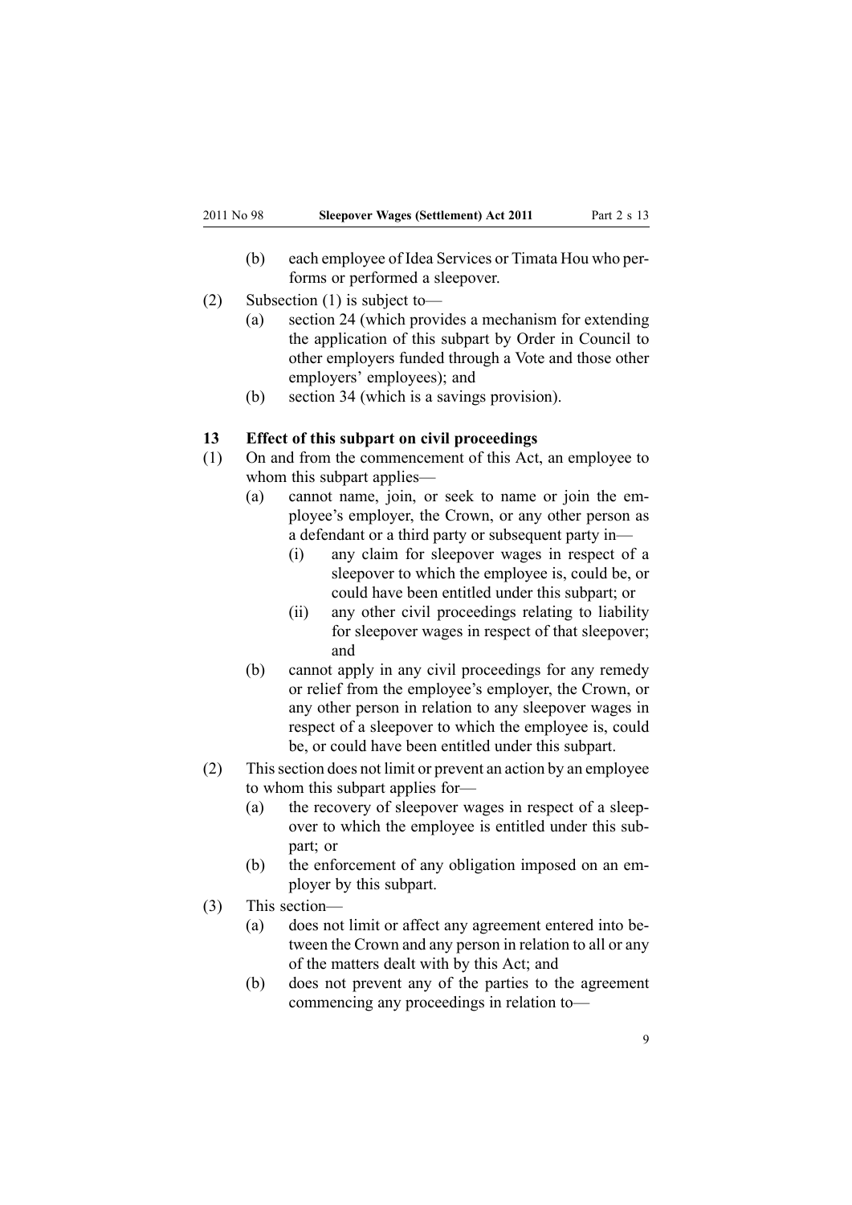(b) each employee of Idea Services or Timata Hou who performs or performed a sleepover.

(2) Subsection (1) is subject to—

(a) section 24 (which provides a mechanism for extending the application of this subpart by Order in Council to other employers funded through a Vote and those other employers' employees); and

(b) section 34 (which is a savings provision).

**13 Effect of this subpart on civil proceedings**

(1) On and from the commencement of this Act, an employee to whom this subpart applies—

(a) cannot name, join, or seek to name or join the employee's employer, the Crown, or any other person as a defendant or a third party or subsequent party in—

(i) any claim for sleepover wages in respect of a sleepover to which the employee is, could be, or could have been entitled under this subpart; or

(ii) any other civil proceedings relating to liability for sleepover wages in respect of that sleepover; and

(b) cannot apply in any civil proceedings for any remedy or relief from the employee's employer, the Crown, or any other person in relation to any sleepover wages in respect of a sleepover to which the employee is, could be, or could have been entitled under this subpart.

(2) This section does not limit or prevent an action by an employee to whom this subpart applies for—

(a) the recovery of sleepover wages in respect of a sleepover to which the employee is entitled under this subpart; or

(b) the enforcement of any obligation imposed on an employer by this subpart.

(3) This section—

(a) does not limit or affect any agreement entered into between the Crown and any person in relation to all or any of the matters dealt with by this Act; and

(b) does not prevent any of the parties to the agreement commencing any proceedings in relation to—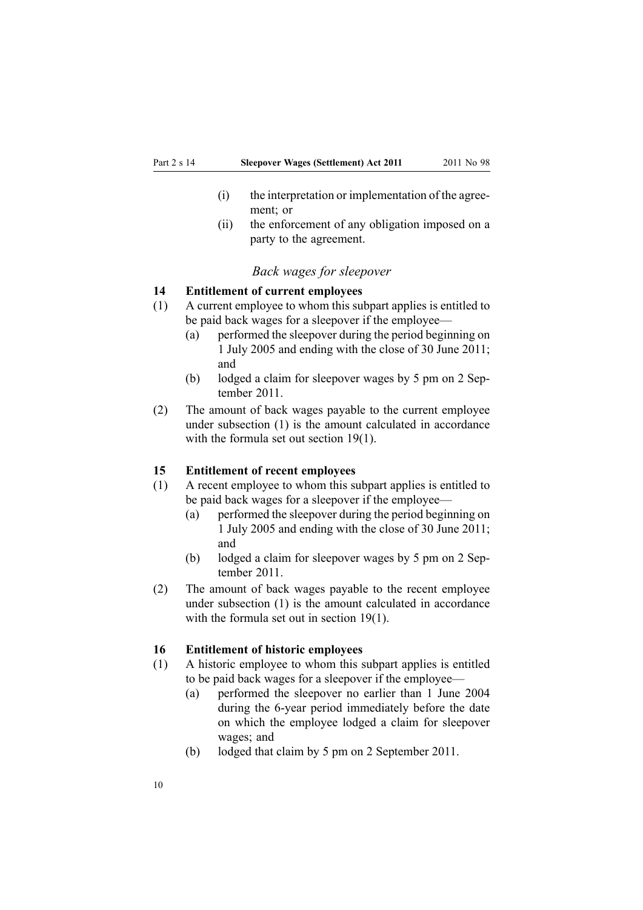(i) the interpretation or implementation of the agreement; or

(ii) the enforcement of any obligation imposed on a party to the agreement.

### *Back wages for sleepover*

**14 Entitlement of current employees**

(1) A current employee to whom this subpart applies is entitled to be paid back wages for a sleepover if the employee—

(a) performed the sleepover during the period beginning on 1 July 2005 and ending with the close of 30 June 2011; and

(b) lodged a claim for sleepover wages by 5 pm on 2 September 2011.

(2) The amount of back wages payable to the current employee under subsection (1) is the amount calculated in accordance with the formula set out section 19(1).

**15 Entitlement of recent employees**

(1) A recent employee to whom this subpart applies is entitled to be paid back wages for a sleepover if the employee—

(a) performed the sleepover during the period beginning on 1 July 2005 and ending with the close of 30 June 2011; and

(b) lodged a claim for sleepover wages by 5 pm on 2 September 2011.

(2) The amount of back wages payable to the recent employee under subsection (1) is the amount calculated in accordance with the formula set out in section 19(1).

**16 Entitlement of historic employees**

(1) A historic employee to whom this subpart applies is entitled to be paid back wages for a sleepover if the employee—

(a) performed the sleepover no earlier than 1 June 2004 during the 6-year period immediately before the date on which the employee lodged a claim for sleepover wages; and

(b) lodged that claim by 5 pm on 2 September 2011.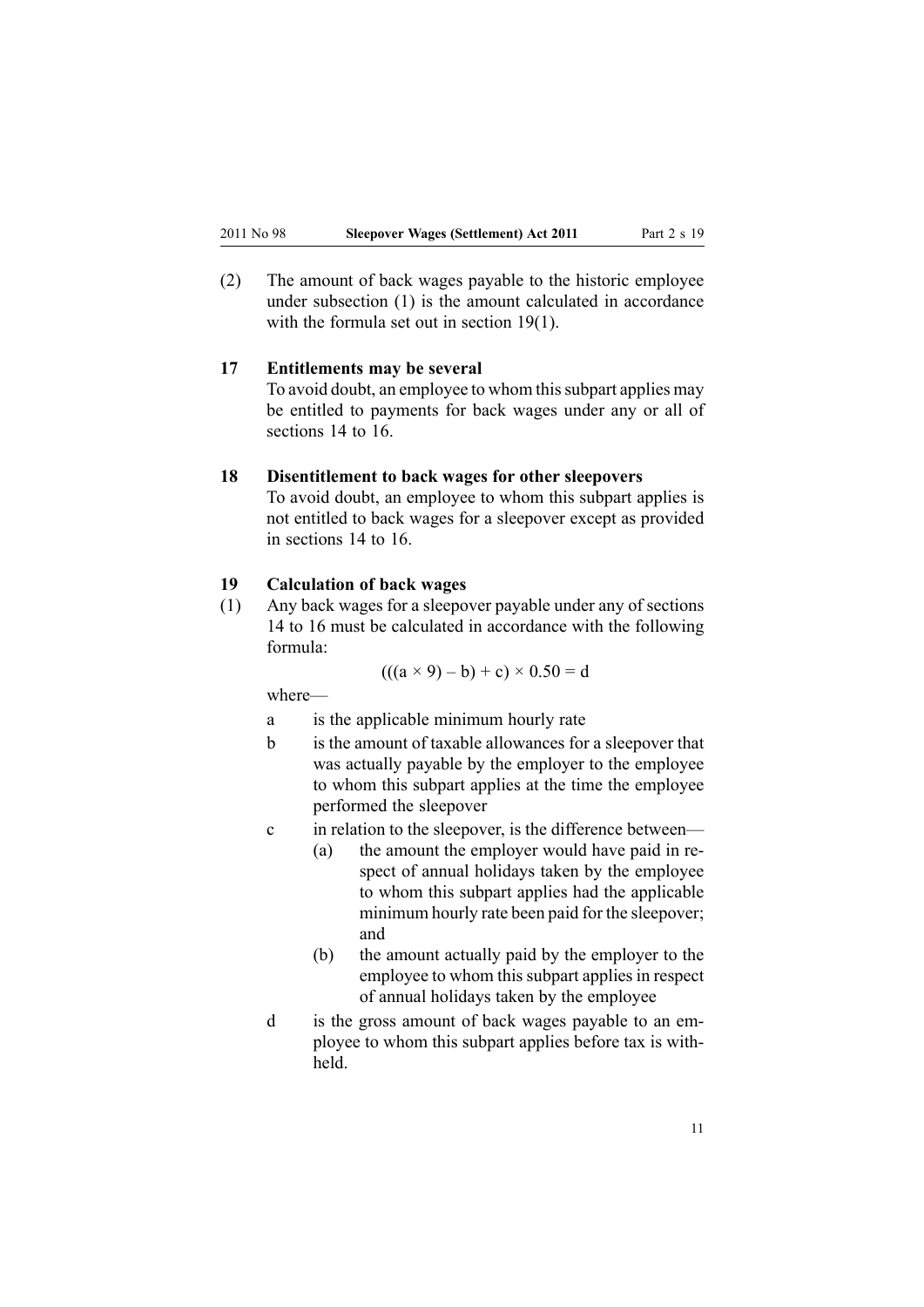(2) The amount of back wages payable to the historic employee under subsection (1) is the amount calculated in accordance with the formula set out in section 19(1).

## 17 Entitlements may be several

To avoid doubt, an employee to whom this subpart applies may be entitled to payments for back wages under any or all of sections 14 to 16.

## 18 Disentitlement to back wages for other sleepovers

To avoid doubt, an employee to whom this subpart applies is not entitled to back wages for a sleepover except as provided in sections 14 to 16.

## 19 Calculation of back wages

(1) Any back wages for a sleepover payable under any of sections 14 to 16 must be calculated in accordance with the following formula:

$$(((a \times 9) - b) + c) \times 0.50 = d$$

where—

a is the applicable minimum hourly rate

b is the amount of taxable allowances for a sleepover that was actually payable by the employer to the employee to whom this subpart applies at the time the employee performed the sleepover

c in relation to the sleepover, is the difference between—

(a) the amount the employer would have paid in respect of annual holidays taken by the employee to whom this subpart applies had the applicable minimum hourly rate been paid for the sleepover; and

(b) the amount actually paid by the employer to the employee to whom this subpart applies in respect of annual holidays taken by the employee

d is the gross amount of back wages payable to an employee to whom this subpart applies before tax is withheld.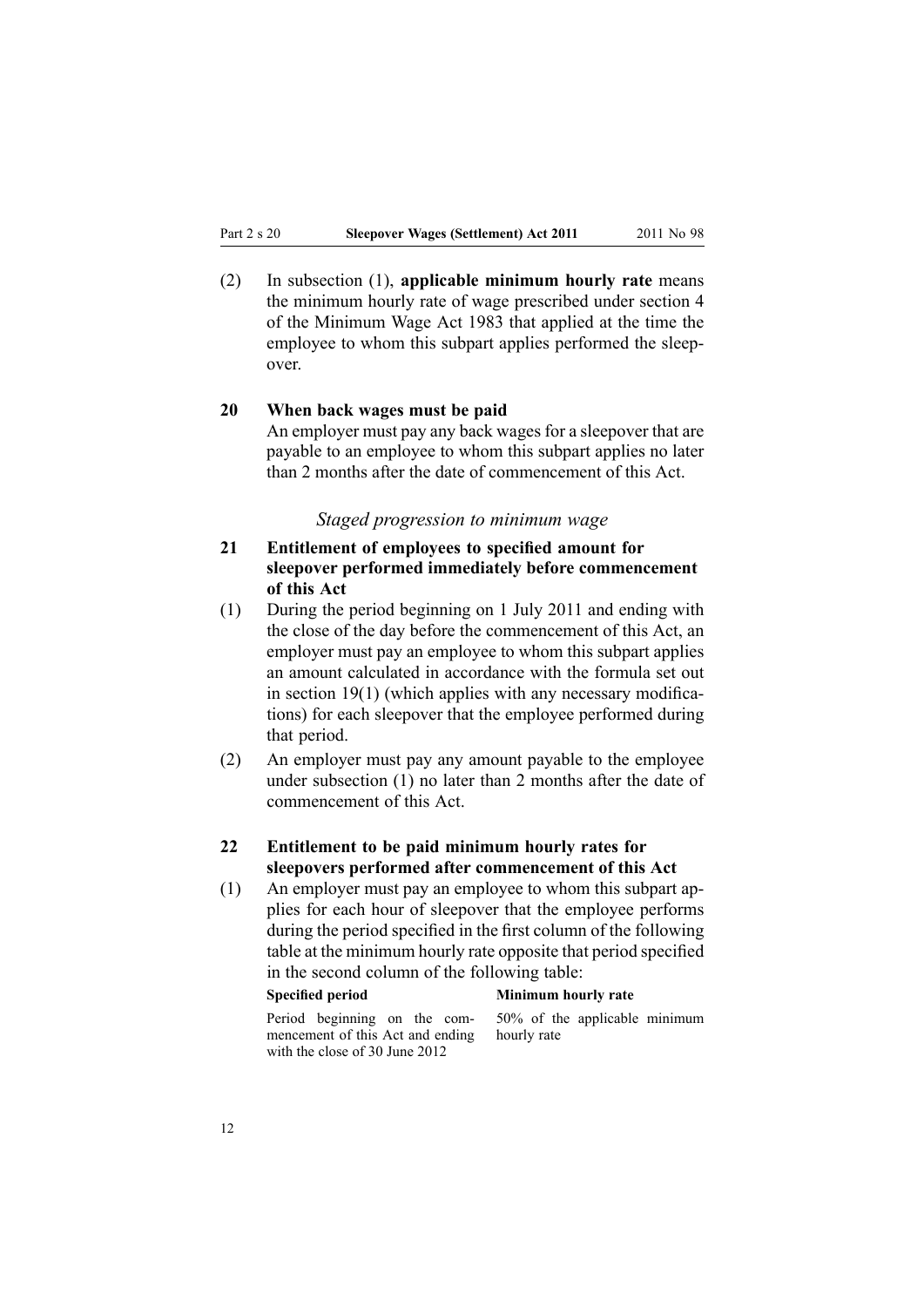(2) In subsection (1), **applicable minimum hourly rate** means the minimum hourly rate of wage prescribed under section 4 of the Minimum Wage Act 1983 that applied at the time the employee to whom this subpart applies performed the sleepover.

### 20 When back wages must be paid

An employer must pay any back wages for a sleepover that are payable to an employee to whom this subpart applies no later than 2 months after the date of commencement of this Act.

*Staged progression to minimum wage*

### 21 Entitlement of employees to specified amount for sleepover performed immediately before commencement of this Act

(1) During the period beginning on 1 July 2011 and ending with the close of the day before the commencement of this Act, an employer must pay an employee to whom this subpart applies an amount calculated in accordance with the formula set out in section 19(1) (which applies with any necessary modifications) for each sleepover that the employee performed during that period.

(2) An employer must pay any amount payable to the employee under subsection (1) no later than 2 months after the date of commencement of this Act.

### 22 Entitlement to be paid minimum hourly rates for sleepovers performed after commencement of this Act

(1) An employer must pay an employee to whom this subpart applies for each hour of sleepover that the employee performs during the period specified in the first column of the following table at the minimum hourly rate opposite that period specified in the second column of the following table:

| Specified period | Minimum hourly rate |
|---|---|
| Period beginning on the commencement of this Act and ending with the close of 30 June 2012 | 50% of the applicable minimum hourly rate |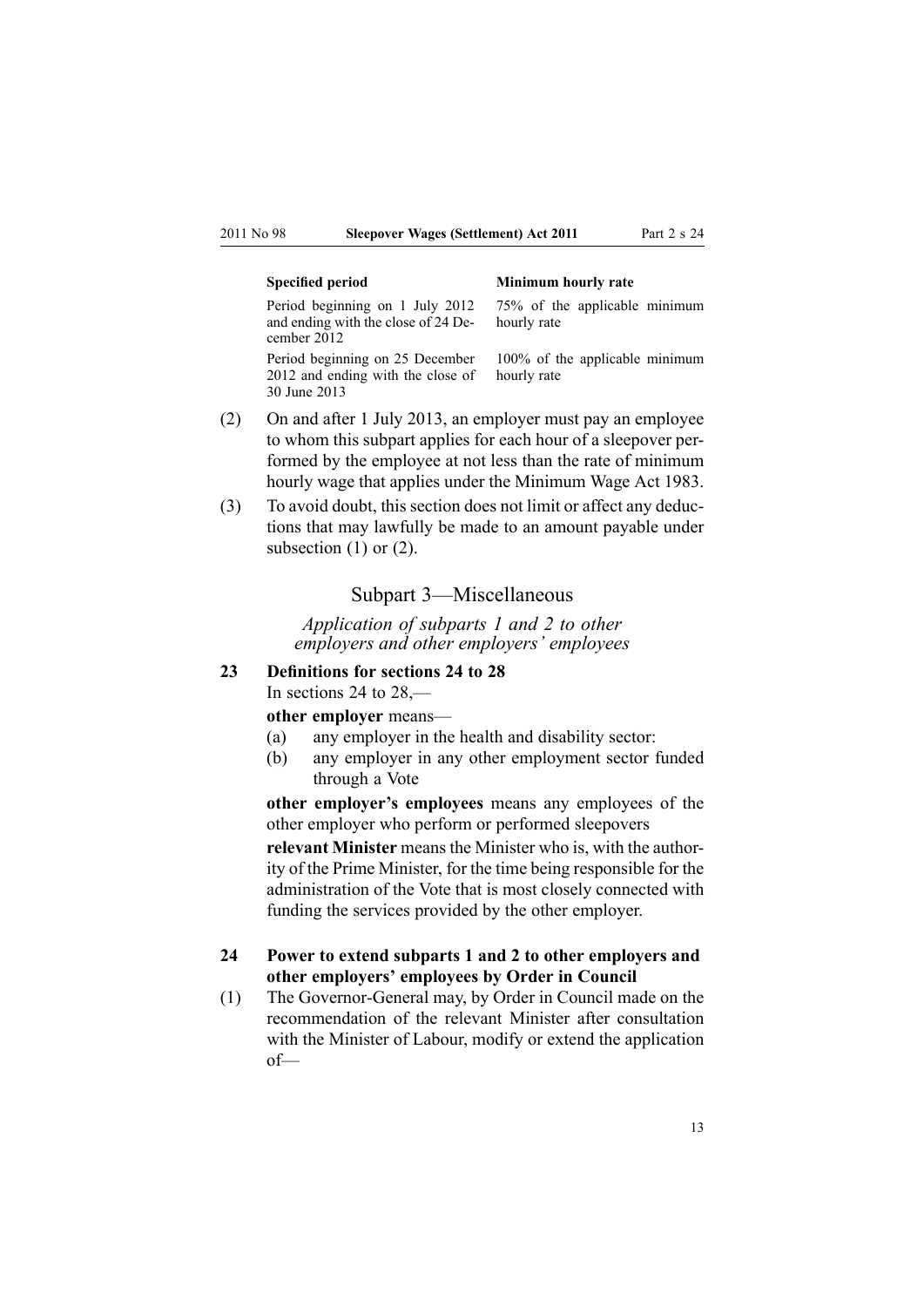| Specified period | Minimum hourly rate |
|---|---|
| Period beginning on 1 July 2012 and ending with the close of 24 December 2012 | 75% of the applicable minimum hourly rate |
| Period beginning on 25 December 2012 and ending with the close of 30 June 2013 | 100% of the applicable minimum hourly rate |

(2) On and after 1 July 2013, an employer must pay an employee to whom this subpart applies for each hour of a sleepover performed by the employee at not less than the rate of minimum hourly wage that applies under the Minimum Wage Act 1983.

(3) To avoid doubt, this section does not limit or affect any deductions that may lawfully be made to an amount payable under subsection (1) or (2).

## Subpart 3—Miscellaneous

*Application of subparts 1 and 2 to other employers and other employers' employees*

### 23 Definitions for sections 24 to 28

In sections 24 to 28,—

**other employer** means—

(a) any employer in the health and disability sector:

(b) any employer in any other employment sector funded through a Vote

**other employer's employees** means any employees of the other employer who perform or performed sleepovers

**relevant Minister** means the Minister who is, with the authority of the Prime Minister, for the time being responsible for the administration of the Vote that is most closely connected with funding the services provided by the other employer.

### 24 Power to extend subparts 1 and 2 to other employers and other employers' employees by Order in Council

(1) The Governor-General may, by Order in Council made on the recommendation of the relevant Minister after consultation with the Minister of Labour, modify or extend the application of—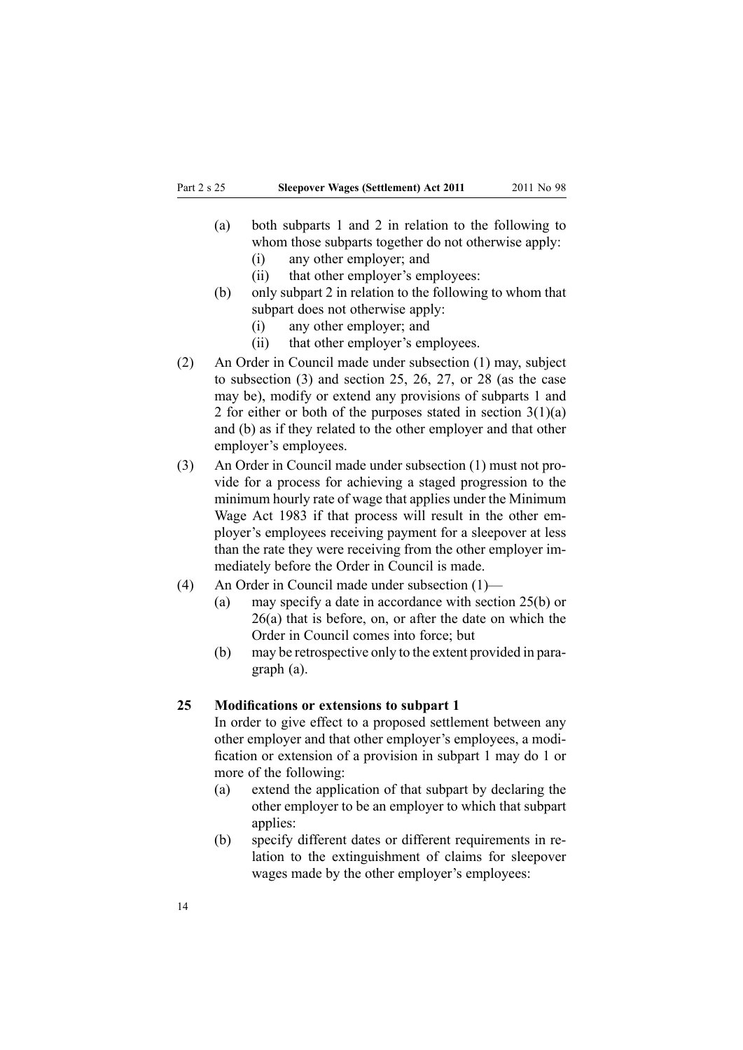(a) both subparts 1 and 2 in relation to the following to whom those subparts together do not otherwise apply:
  (i) any other employer; and
  (ii) that other employer's employees:

(b) only subpart 2 in relation to the following to whom that subpart does not otherwise apply:
  (i) any other employer; and
  (ii) that other employer's employees.

(2) An Order in Council made under subsection (1) may, subject to subsection (3) and section 25, 26, 27, or 28 (as the case may be), modify or extend any provisions of subparts 1 and 2 for either or both of the purposes stated in section 3(1)(a) and (b) as if they related to the other employer and that other employer's employees.

(3) An Order in Council made under subsection (1) must not provide for a process for achieving a staged progression to the minimum hourly rate of wage that applies under the Minimum Wage Act 1983 if that process will result in the other employer's employees receiving payment for a sleepover at less than the rate they were receiving from the other employer immediately before the Order in Council is made.

(4) An Order in Council made under subsection (1)—
  (a) may specify a date in accordance with section 25(b) or 26(a) that is before, on, or after the date on which the Order in Council comes into force; but
  (b) may be retrospective only to the extent provided in paragraph (a).

**25 Modifications or extensions to subpart 1**

In order to give effect to a proposed settlement between any other employer and that other employer's employees, a modification or extension of a provision in subpart 1 may do 1 or more of the following:

(a) extend the application of that subpart by declaring the other employer to be an employer to which that subpart applies:

(b) specify different dates or different requirements in relation to the extinguishment of claims for sleepover wages made by the other employer's employees: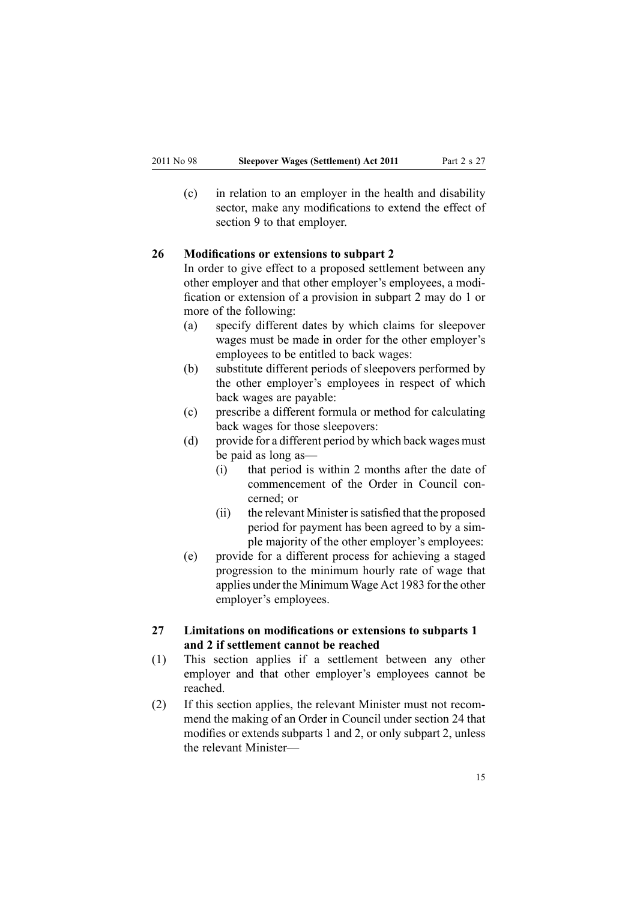(c) in relation to an employer in the health and disability sector, make any modifications to extend the effect of section 9 to that employer.

**26 Modifications or extensions to subpart 2**

In order to give effect to a proposed settlement between any other employer and that other employer's employees, a modification or extension of a provision in subpart 2 may do 1 or more of the following:

(a) specify different dates by which claims for sleepover wages must be made in order for the other employer's employees to be entitled to back wages:

(b) substitute different periods of sleepovers performed by the other employer's employees in respect of which back wages are payable:

(c) prescribe a different formula or method for calculating back wages for those sleepovers:

(d) provide for a different period by which back wages must be paid as long as—

(i) that period is within 2 months after the date of commencement of the Order in Council concerned; or

(ii) the relevant Minister is satisfied that the proposed period for payment has been agreed to by a simple majority of the other employer's employees:

(e) provide for a different process for achieving a staged progression to the minimum hourly rate of wage that applies under the Minimum Wage Act 1983 for the other employer's employees.

**27 Limitations on modifications or extensions to subparts 1 and 2 if settlement cannot be reached**

(1) This section applies if a settlement between any other employer and that other employer's employees cannot be reached.

(2) If this section applies, the relevant Minister must not recommend the making of an Order in Council under section 24 that modifies or extends subparts 1 and 2, or only subpart 2, unless the relevant Minister—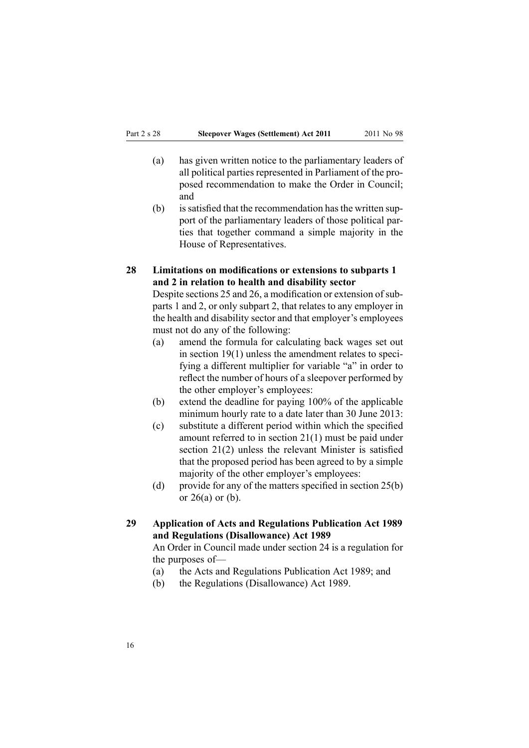(a) has given written notice to the parliamentary leaders of all political parties represented in Parliament of the proposed recommendation to make the Order in Council; and

(b) is satisfied that the recommendation has the written support of the parliamentary leaders of those political parties that together command a simple majority in the House of Representatives.

**28 Limitations on modifications or extensions to subparts 1 and 2 in relation to health and disability sector**

Despite sections 25 and 26, a modification or extension of subparts 1 and 2, or only subpart 2, that relates to any employer in the health and disability sector and that employer's employees must not do any of the following:

(a) amend the formula for calculating back wages set out in section 19(1) unless the amendment relates to specifying a different multiplier for variable "a" in order to reflect the number of hours of a sleepover performed by the other employer's employees:

(b) extend the deadline for paying 100% of the applicable minimum hourly rate to a date later than 30 June 2013:

(c) substitute a different period within which the specified amount referred to in section 21(1) must be paid under section 21(2) unless the relevant Minister is satisfied that the proposed period has been agreed to by a simple majority of the other employer's employees:

(d) provide for any of the matters specified in section 25(b) or 26(a) or (b).

**29 Application of Acts and Regulations Publication Act 1989 and Regulations (Disallowance) Act 1989**

An Order in Council made under section 24 is a regulation for the purposes of—

(a) the Acts and Regulations Publication Act 1989; and

(b) the Regulations (Disallowance) Act 1989.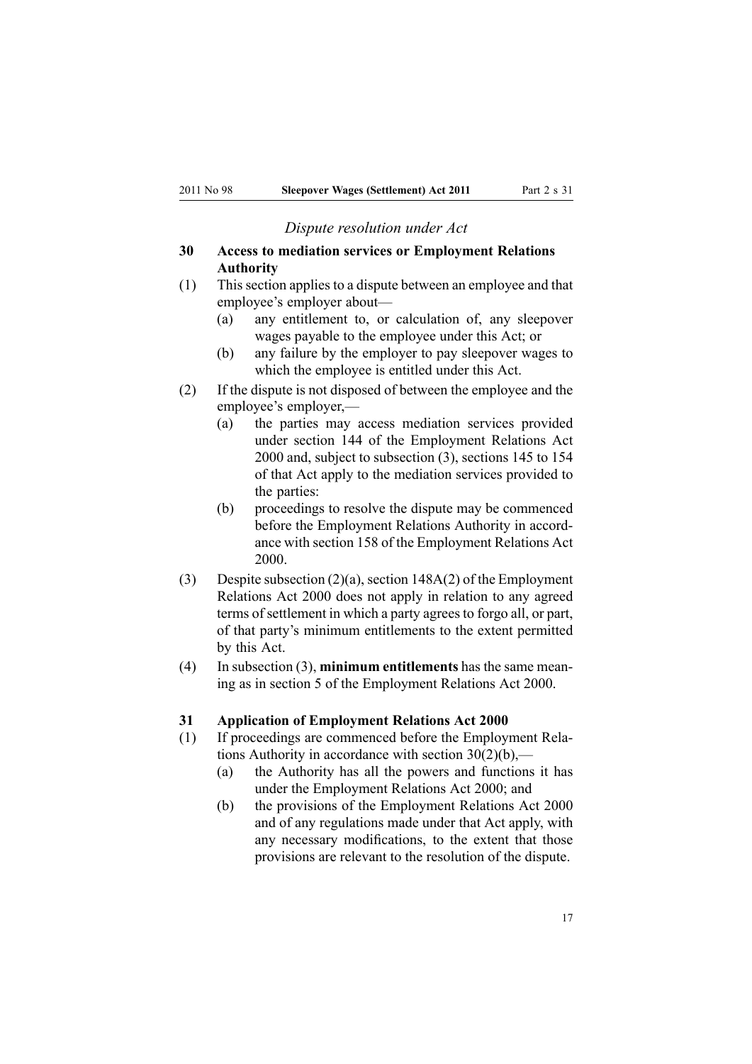*Dispute resolution under Act*

**30 Access to mediation services or Employment Relations Authority**

(1) This section applies to a dispute between an employee and that employee's employer about—

(a) any entitlement to, or calculation of, any sleepover wages payable to the employee under this Act; or

(b) any failure by the employer to pay sleepover wages to which the employee is entitled under this Act.

(2) If the dispute is not disposed of between the employee and the employee's employer,—

(a) the parties may access mediation services provided under section 144 of the Employment Relations Act 2000 and, subject to subsection (3), sections 145 to 154 of that Act apply to the mediation services provided to the parties:

(b) proceedings to resolve the dispute may be commenced before the Employment Relations Authority in accordance with section 158 of the Employment Relations Act 2000.

(3) Despite subsection (2)(a), section 148A(2) of the Employment Relations Act 2000 does not apply in relation to any agreed terms of settlement in which a party agrees to forgo all, or part, of that party's minimum entitlements to the extent permitted by this Act.

(4) In subsection (3), **minimum entitlements** has the same meaning as in section 5 of the Employment Relations Act 2000.

**31 Application of Employment Relations Act 2000**

(1) If proceedings are commenced before the Employment Relations Authority in accordance with section 30(2)(b),—

(a) the Authority has all the powers and functions it has under the Employment Relations Act 2000; and

(b) the provisions of the Employment Relations Act 2000 and of any regulations made under that Act apply, with any necessary modifications, to the extent that those provisions are relevant to the resolution of the dispute.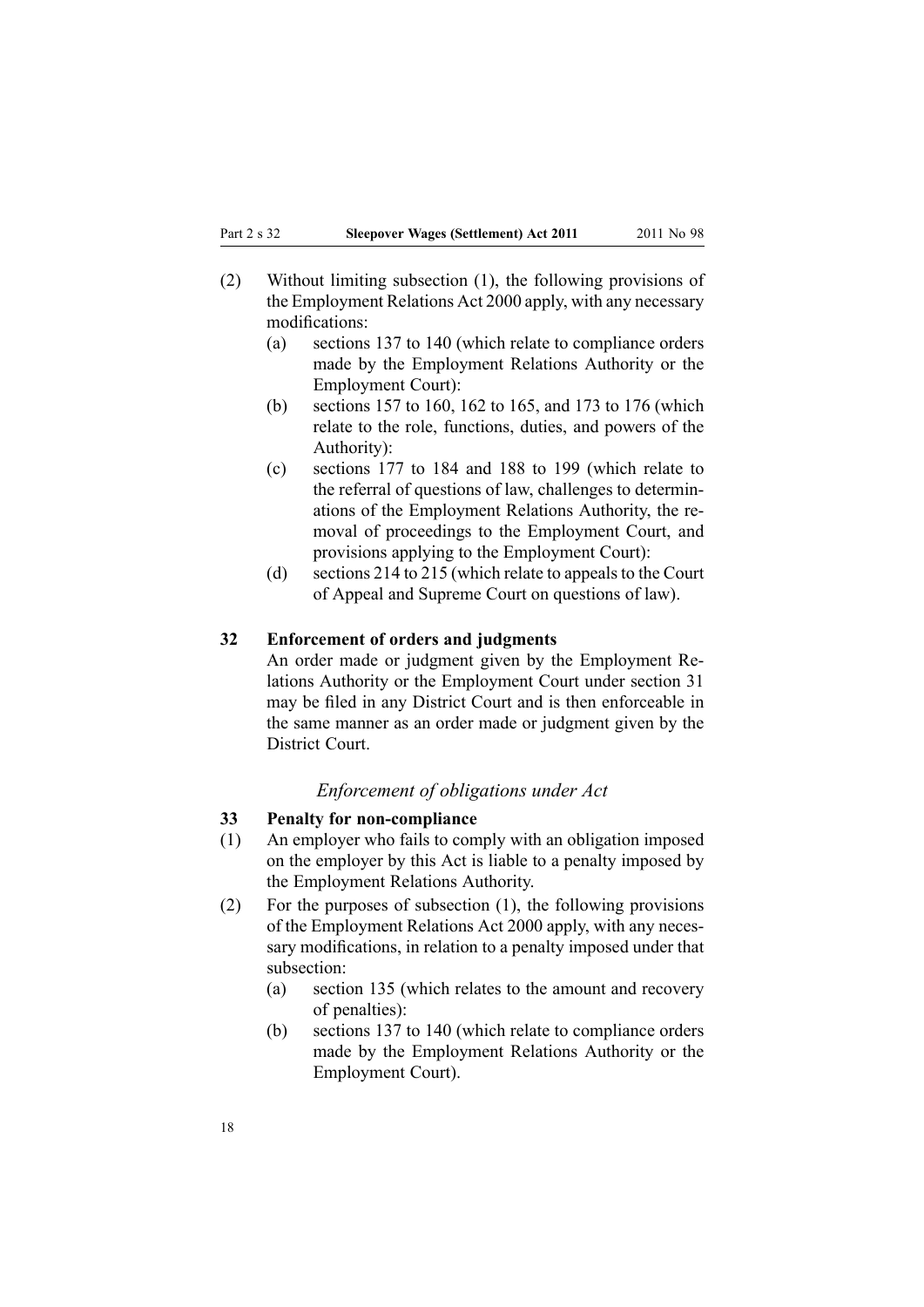(2) Without limiting subsection (1), the following provisions of the Employment Relations Act 2000 apply, with any necessary modifications:

- (a) sections 137 to 140 (which relate to compliance orders made by the Employment Relations Authority or the Employment Court):
- (b) sections 157 to 160, 162 to 165, and 173 to 176 (which relate to the role, functions, duties, and powers of the Authority):
- (c) sections 177 to 184 and 188 to 199 (which relate to the referral of questions of law, challenges to determinations of the Employment Relations Authority, the removal of proceedings to the Employment Court, and provisions applying to the Employment Court):
- (d) sections 214 to 215 (which relate to appeals to the Court of Appeal and Supreme Court on questions of law).

**32 Enforcement of orders and judgments**

An order made or judgment given by the Employment Relations Authority or the Employment Court under section 31 may be filed in any District Court and is then enforceable in the same manner as an order made or judgment given by the District Court.

*Enforcement of obligations under Act*

**33 Penalty for non-compliance**

(1) An employer who fails to comply with an obligation imposed on the employer by this Act is liable to a penalty imposed by the Employment Relations Authority.

(2) For the purposes of subsection (1), the following provisions of the Employment Relations Act 2000 apply, with any necessary modifications, in relation to a penalty imposed under that subsection:

- (a) section 135 (which relates to the amount and recovery of penalties):
- (b) sections 137 to 140 (which relate to compliance orders made by the Employment Relations Authority or the Employment Court).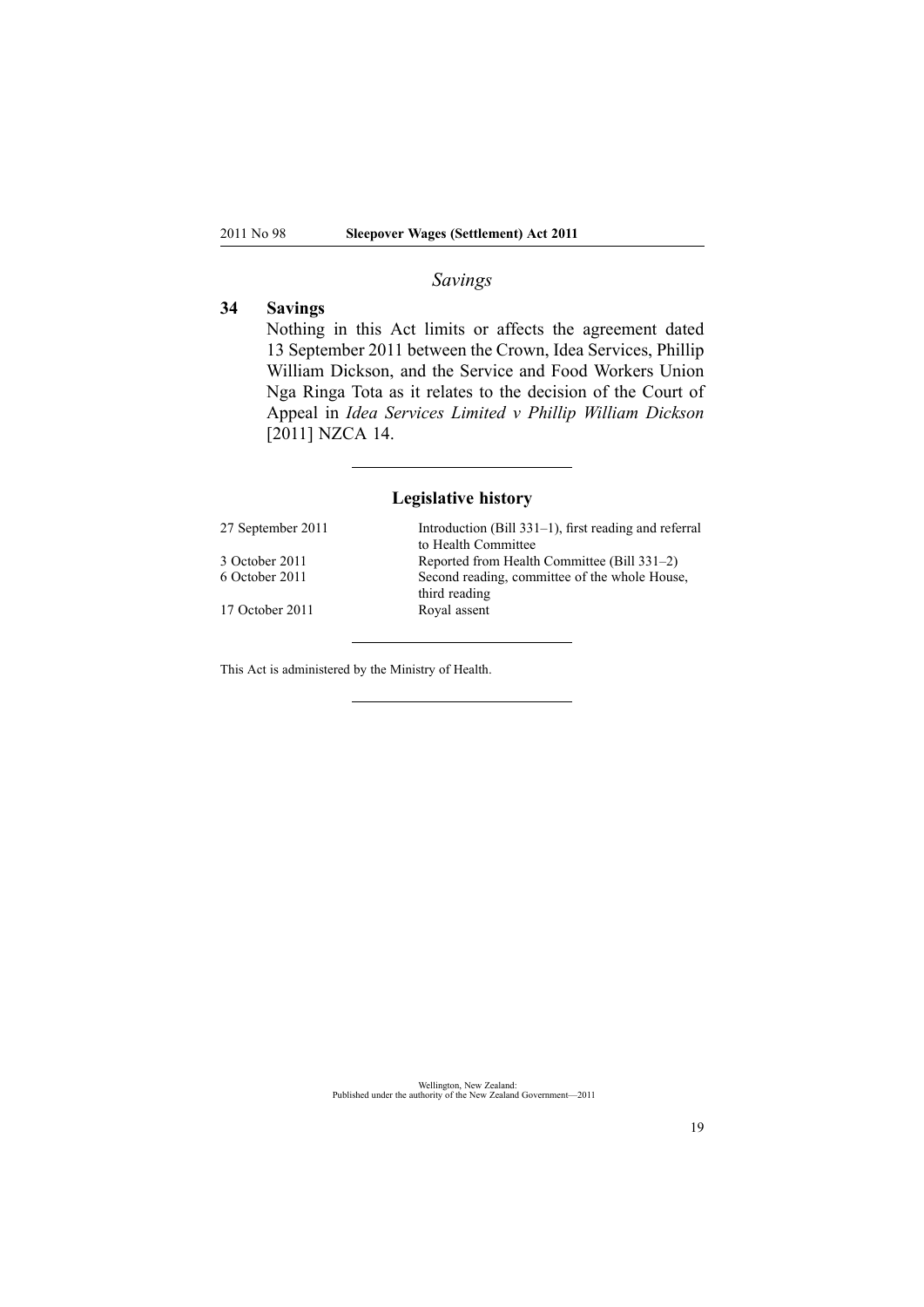## *Savings*

### 34 Savings

Nothing in this Act limits or affects the agreement dated 13 September 2011 between the Crown, Idea Services, Phillip William Dickson, and the Service and Food Workers Union Nga Ringa Tota as it relates to the decision of the Court of Appeal in *Idea Services Limited v Phillip William Dickson* [2011] NZCA 14.

## Legislative history

| | |
|---|---|
| 27 September 2011 | Introduction (Bill 331–1), first reading and referral to Health Committee |
| 3 October 2011 | Reported from Health Committee (Bill 331–2) |
| 6 October 2011 | Second reading, committee of the whole House, third reading |
| 17 October 2011 | Royal assent |

This Act is administered by the Ministry of Health.

Wellington, New Zealand:
Published under the authority of the New Zealand Government—2011